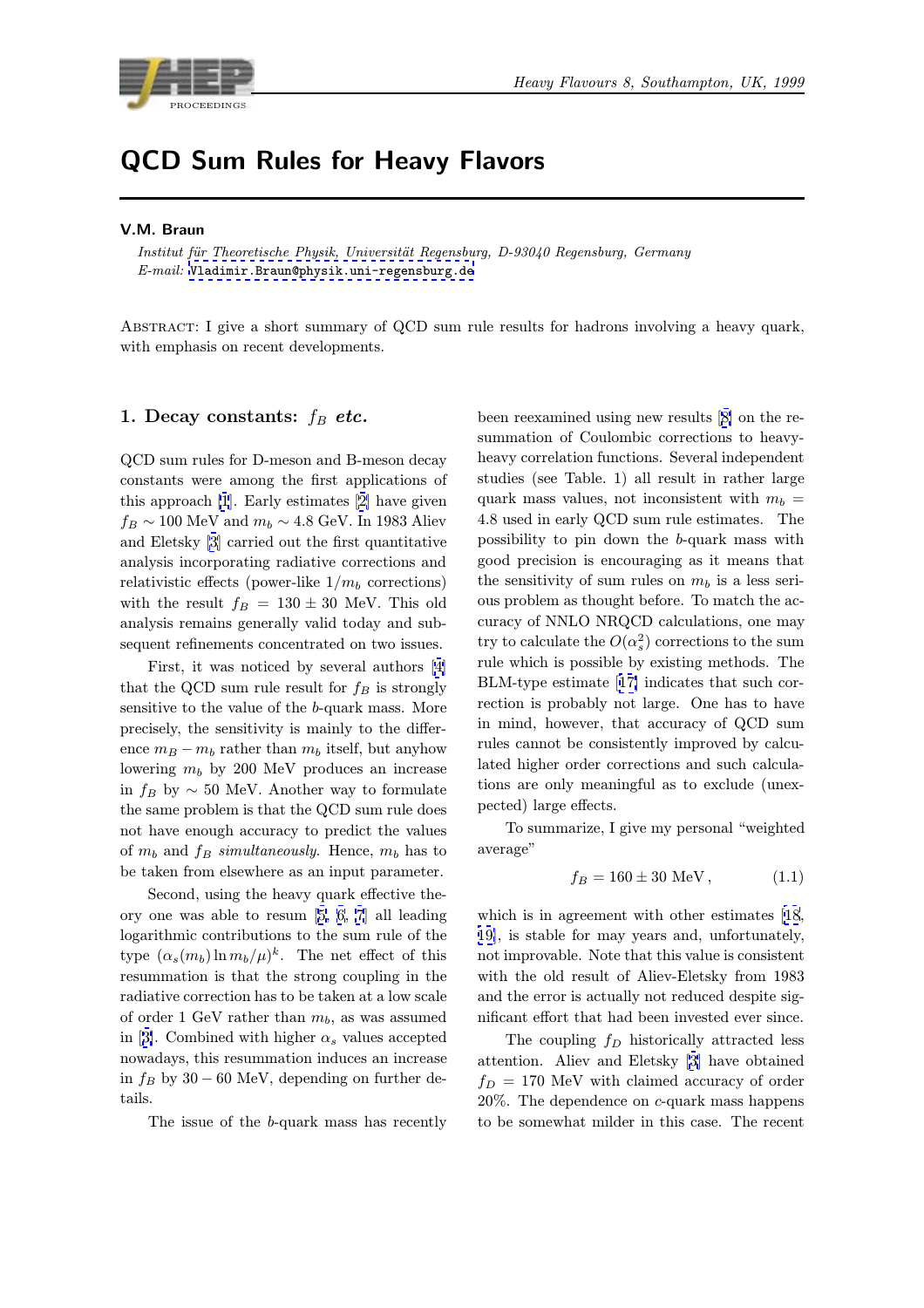# QCD Sum Rules for Heavy Flavors

**V.M. Braun**

*Institut für Theoretische Physik, Universität Regensburg, D-93040 Regensburg, Germany*
*E-mail:* Vladimir.Braun@physik.uni-regensburg.de

Abstract: I give a short summary of QCD sum rule results for hadrons involving a heavy quark, with emphasis on recent developments.

## 1. Decay constants: $f_B$ *etc.*

QCD sum rules for D-meson and B-meson decay constants were among the first applications of this approach [1]. Early estimates [2] have given $f_B \sim 100$ MeV and $m_b \sim 4.8$ GeV. In 1983 Aliev and Eletsky [3] carried out the first quantitative analysis incorporating radiative corrections and relativistic effects (power-like $1/m_b$ corrections) with the result $f_B = 130 \pm 30$ MeV. This old analysis remains generally valid today and subsequent refinements concentrated on two issues.

First, it was noticed by several authors [4] that the QCD sum rule result for $f_B$ is strongly sensitive to the value of the $b$-quark mass. More precisely, the sensitivity is mainly to the difference $m_B - m_b$ rather than $m_b$ itself, but anyhow lowering $m_b$ by 200 MeV produces an increase in $f_B$ by $\sim 50$ MeV. Another way to formulate the same problem is that the QCD sum rule does not have enough accuracy to predict the values of $m_b$ and $f_B$ *simultaneously*. Hence, $m_b$ has to be taken from elsewhere as an input parameter.

Second, using the heavy quark effective theory one was able to resum [5, 6, 7] all leading logarithmic contributions to the sum rule of the type $(\alpha_s(m_b) \ln m_b/\mu)^k$. The net effect of this resummation is that the strong coupling in the radiative correction has to be taken at a low scale of order 1 GeV rather than $m_b$, as was assumed in [3]. Combined with higher $\alpha_s$ values accepted nowadays, this resummation induces an increase in $f_B$ by $30 - 60$ MeV, depending on further details.

The issue of the $b$-quark mass has recently been reexamined using new results [8] on the resummation of Coulombic corrections to heavy-heavy correlation functions. Several independent studies (see Table. 1) all result in rather large quark mass values, not inconsistent with $m_b = 4.8$ used in early QCD sum rule estimates. The possibility to pin down the $b$-quark mass with good precision is encouraging as it means that the sensitivity of sum rules on $m_b$ is a less serious problem as thought before. To match the accuracy of NNLO NRQCD calculations, one may try to calculate the $O(\alpha_s^2)$ corrections to the sum rule which is possible by existing methods. The BLM-type estimate [17] indicates that such correction is probably not large. One has to have in mind, however, that accuracy of QCD sum rules cannot be consistently improved by calculated higher order corrections and such calculations are only meaningful as to exclude (unexpected) large effects.

To summarize, I give my personal "weighted average"

$$f_B = 160 \pm 30 \text{ MeV}\,, \tag{1.1}$$

which is in agreement with other estimates [18, 19], is stable for may years and, unfortunately, not improvable. Note that this value is consistent with the old result of Aliev-Eletsky from 1983 and the error is actually not reduced despite significant effort that had been invested ever since.

The coupling $f_D$ historically attracted less attention. Aliev and Eletsky [3] have obtained $f_D = 170$ MeV with claimed accuracy of order 20%. The dependence on $c$-quark mass happens to be somewhat milder in this case. The recent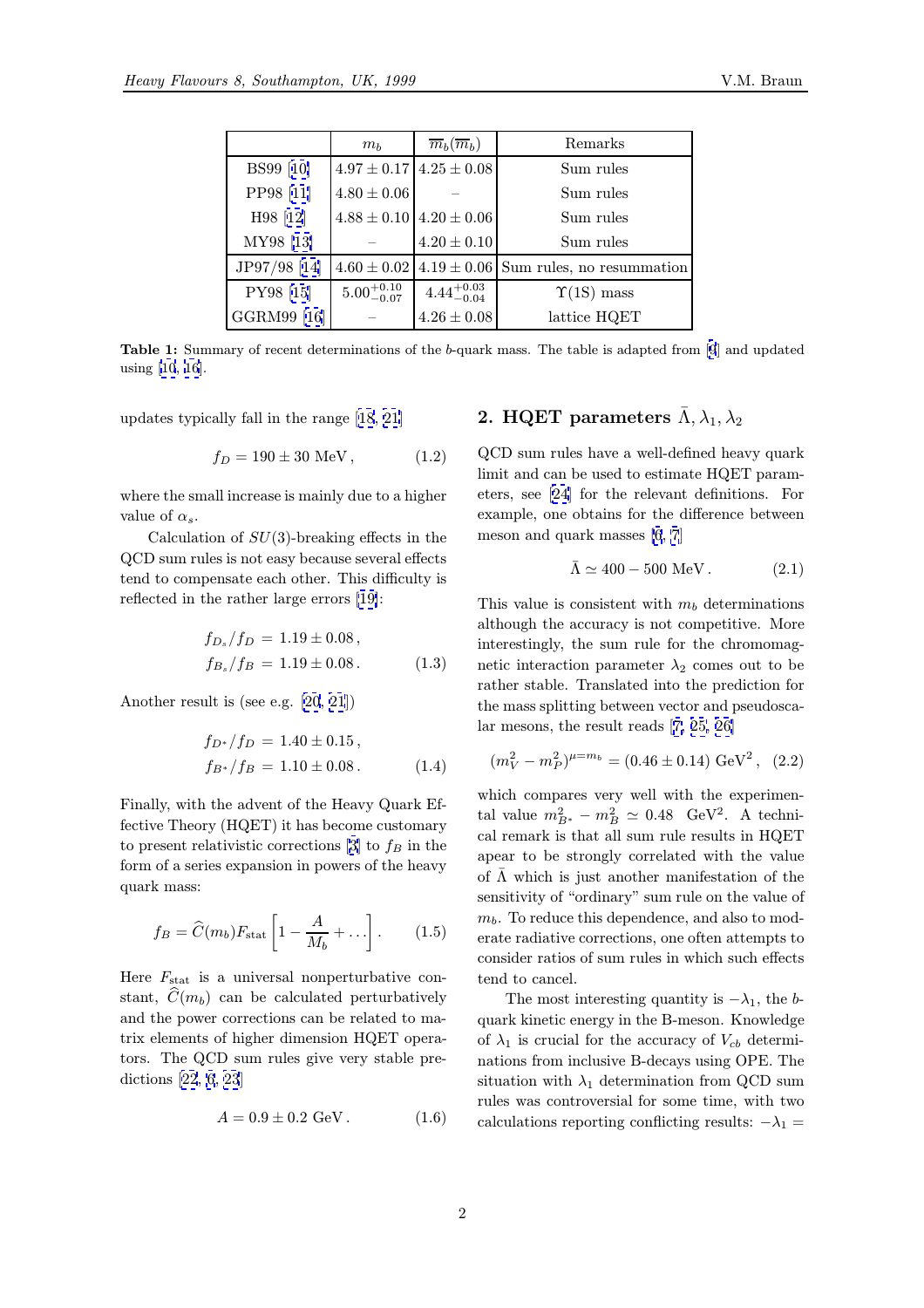|  | $m_b$ | $\overline{m}_b(\overline{m}_b)$ | Remarks |
|---|---|---|---|
| BS99 [10] | $4.97 \pm 0.17$ | $4.25 \pm 0.08$ | Sum rules |
| PP98 [11] | $4.80 \pm 0.06$ | – | Sum rules |
| H98 [12] | $4.88 \pm 0.10$ | $4.20 \pm 0.06$ | Sum rules |
| MY98 [13] | – | $4.20 \pm 0.10$ | Sum rules |
| JP97/98 [14] | $4.60 \pm 0.02$ | $4.19 \pm 0.06$ | Sum rules, no resummation |
| PY98 [15] | $5.00^{+0.10}_{-0.07}$ | $4.44^{+0.03}_{-0.04}$ | $\Upsilon(1S)$ mass |
| GGRM99 [16] | – | $4.26 \pm 0.08$ | lattice HQET |

**Table 1:** Summary of recent determinations of the $b$-quark mass. The table is adapted from [9] and updated using [10, 16].

updates typically fall in the range [18, 21]

$$f_D = 190 \pm 30 \text{ MeV}\,, \qquad (1.2)$$

where the small increase is mainly due to a higher value of $\alpha_s$.

Calculation of $SU(3)$-breaking effects in the QCD sum rules is not easy because several effects tend to compensate each other. This difficulty is reflected in the rather large errors [19]:

$$\begin{aligned} f_{D_s}/f_D &= 1.19 \pm 0.08\,, \\ f_{B_s}/f_B &= 1.19 \pm 0.08\,. \end{aligned} \qquad (1.3)$$

Another result is (see e.g. [20, 21])

$$\begin{aligned} f_{D^*}/f_D &= 1.40 \pm 0.15\,, \\ f_{B^*}/f_B &= 1.10 \pm 0.08\,. \end{aligned} \qquad (1.4)$$

Finally, with the advent of the Heavy Quark Effective Theory (HQET) it has become customary to present relativistic corrections [3] to $f_B$ in the form of a series expansion in powers of the heavy quark mass:

$$f_B = \widehat{C}(m_b) F_{\text{stat}} \left[1 - \frac{A}{M_b} + \ldots\right]. \qquad (1.5)$$

Here $F_{\text{stat}}$ is a universal nonperturbative constant, $\widehat{C}(m_b)$ can be calculated perturbatively and the power corrections can be related to matrix elements of higher dimension HQET operators. The QCD sum rules give very stable predictions [22, 6, 23]

$$A = 0.9 \pm 0.2 \text{ GeV}\,. \qquad (1.6)$$

## 2. HQET parameters $\bar{\Lambda}, \lambda_1, \lambda_2$

QCD sum rules have a well-defined heavy quark limit and can be used to estimate HQET parameters, see [24] for the relevant definitions. For example, one obtains for the difference between meson and quark masses [6, 7]

$$\bar{\Lambda} \simeq 400 - 500 \text{ MeV}\,. \qquad (2.1)$$

This value is consistent with $m_b$ determinations although the accuracy is not competitive. More interestingly, the sum rule for the chromomagnetic interaction parameter $\lambda_2$ comes out to be rather stable. Translated into the prediction for the mass splitting between vector and pseudoscalar mesons, the result reads [7, 25, 26]

$$(m_V^2 - m_P^2)^{\mu = m_b} = (0.46 \pm 0.14) \text{ GeV}^2\,, \qquad (2.2)$$

which compares very well with the experimental value $m_{B^*}^2 - m_B^2 \simeq 0.48$ GeV$^2$. A technical remark is that all sum rule results in HQET apear to be strongly correlated with the value of $\bar{\Lambda}$ which is just another manifestation of the sensitivity of "ordinary" sum rule on the value of $m_b$. To reduce this dependence, and also to moderate radiative corrections, one often attempts to consider ratios of sum rules in which such effects tend to cancel.

The most interesting quantity is $-\lambda_1$, the $b$-quark kinetic energy in the B-meson. Knowledge of $\lambda_1$ is crucial for the accuracy of $V_{cb}$ determinations from inclusive B-decays using OPE. The situation with $\lambda_1$ determination from QCD sum rules was controversial for some time, with two calculations reporting conflicting results: $-\lambda_1 =$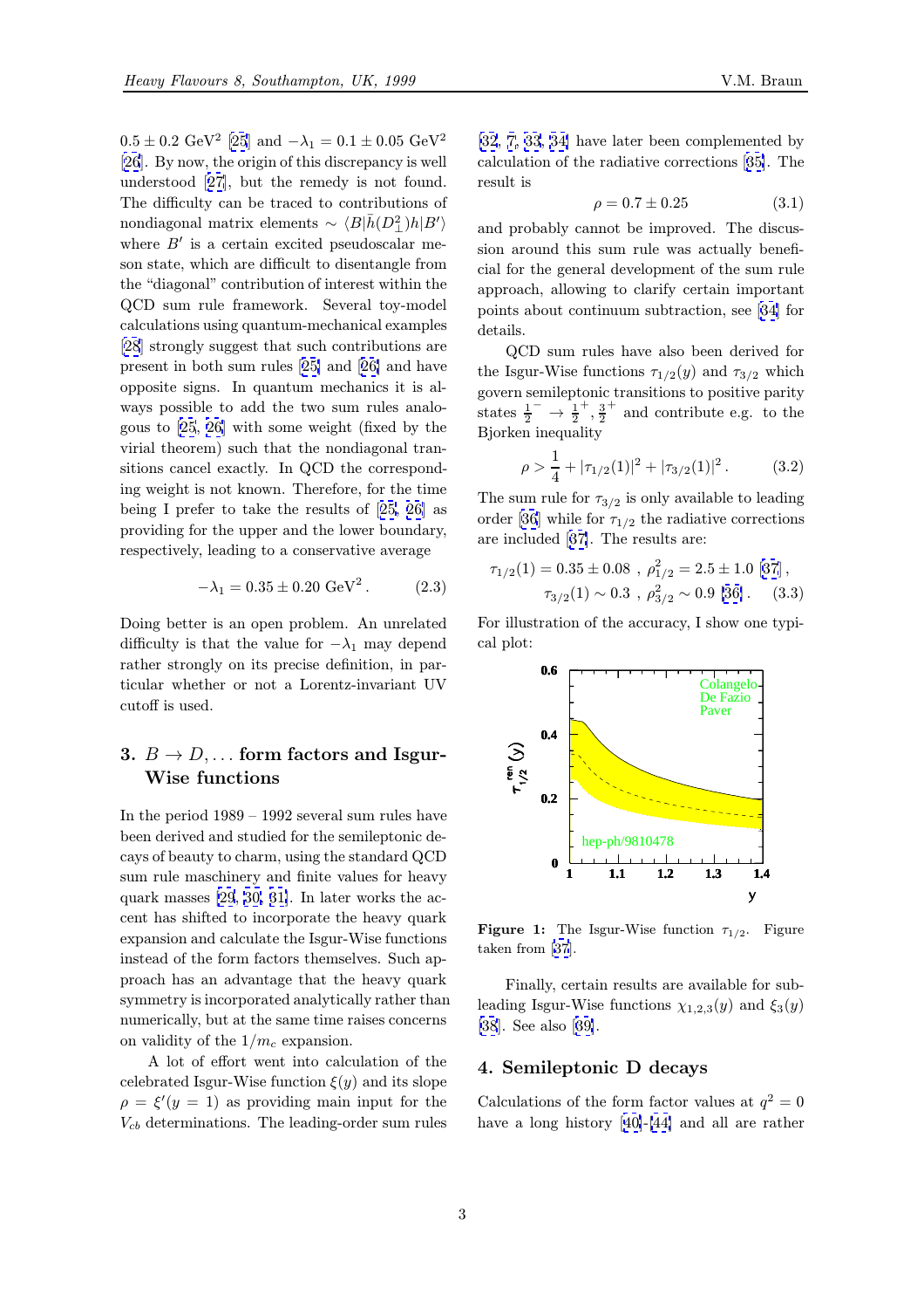$0.5 \pm 0.2$ GeV$^2$ [25] and $-\lambda_1 = 0.1 \pm 0.05$ GeV$^2$ [26]. By now, the origin of this discrepancy is well understood [27], but the remedy is not found. The difficulty can be traced to contributions of nondiagonal matrix elements $\sim \langle B|\bar{h}(D_\perp^2)h|B'\rangle$ where $B'$ is a certain excited pseudoscalar meson state, which are difficult to disentangle from the "diagonal" contribution of interest within the QCD sum rule framework. Several toy-model calculations using quantum-mechanical examples [28] strongly suggest that such contributions are present in both sum rules [25] and [26] and have opposite signs. In quantum mechanics it is always possible to add the two sum rules analogous to [25, 26] with some weight (fixed by the virial theorem) such that the nondiagonal transitions cancel exactly. In QCD the corresponding weight is not known. Therefore, for the time being I prefer to take the results of [25, 26] as providing for the upper and the lower boundary, respectively, leading to a conservative average

$$-\lambda_1 = 0.35 \pm 0.20 \text{ GeV}^2 \,. \tag{2.3}$$

Doing better is an open problem. An unrelated difficulty is that the value for $-\lambda_1$ may depend rather strongly on its precise definition, in particular whether or not a Lorentz-invariant UV cutoff is used.

## 3. $B \to D, \ldots$ form factors and Isgur-Wise functions

In the period 1989 – 1992 several sum rules have been derived and studied for the semileptonic decays of beauty to charm, using the standard QCD sum rule maschinery and finite values for heavy quark masses [29, 30, 31]. In later works the accent has shifted to incorporate the heavy quark expansion and calculate the Isgur-Wise functions instead of the form factors themselves. Such approach has an advantage that the heavy quark symmetry is incorporated analytically rather than numerically, but at the same time raises concerns on validity of the $1/m_c$ expansion.

A lot of effort went into calculation of the celebrated Isgur-Wise function $\xi(y)$ and its slope $\rho = \xi'(y=1)$ as providing main input for the $V_{cb}$ determinations. The leading-order sum rules [32, 7, 33, 34] have later been complemented by calculation of the radiative corrections [35]. The result is

$$\rho = 0.7 \pm 0.25 \tag{3.1}$$

and probably cannot be improved. The discussion around this sum rule was actually beneficial for the general development of the sum rule approach, allowing to clarify certain important points about continuum subtraction, see [34] for details.

QCD sum rules have also been derived for the Isgur-Wise functions $\tau_{1/2}(y)$ and $\tau_{3/2}$ which govern semileptonic transitions to positive parity states $\frac{1}{2}^- \to \frac{1}{2}^+, \frac{3}{2}^+$ and contribute e.g. to the Bjorken inequality

$$\rho > \frac{1}{4} + |\tau_{1/2}(1)|^2 + |\tau_{3/2}(1)|^2 \,. \tag{3.2}$$

The sum rule for $\tau_{3/2}$ is only available to leading order [36] while for $\tau_{1/2}$ the radiative corrections are included [37]. The results are:

$$\tau_{1/2}(1) = 0.35 \pm 0.08 \ , \ \rho_{1/2}^2 = 2.5 \pm 1.0 \ [37] \,,$$
$$\tau_{3/2}(1) \sim 0.3 \ , \ \rho_{3/2}^2 \sim 0.9 \ [36] \,. \tag{3.3}$$

For illustration of the accuracy, I show one typical plot:

**Figure 1:** The Isgur-Wise function $\tau_{1/2}$. Figure taken from [37].

Finally, certain results are available for subleading Isgur-Wise functions $\chi_{1,2,3}(y)$ and $\xi_3(y)$ [38]. See also [39].

## 4. Semileptonic D decays

Calculations of the form factor values at $q^2 = 0$ have a long history [40]-[44] and all are rather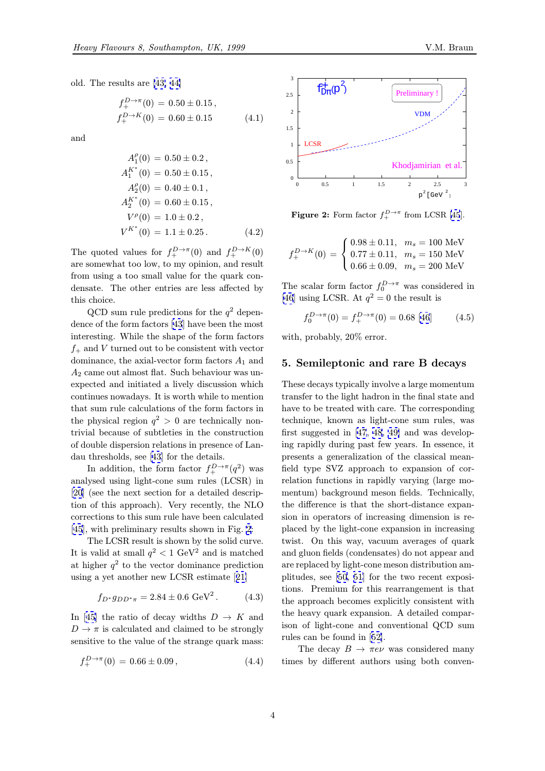old. The results are [43, 44]

$$
\begin{aligned}
f_+^{D\to\pi}(0) &= 0.50 \pm 0.15\,, \\
f_+^{D\to K}(0) &= 0.60 \pm 0.15
\end{aligned}
\tag{4.1}
$$

and

$$
\begin{aligned}
A_1^\rho(0) &= 0.50 \pm 0.2\,, \\
A_1^{K^*}(0) &= 0.50 \pm 0.15\,, \\
A_2^\rho(0) &= 0.40 \pm 0.1\,, \\
A_2^{K^*}(0) &= 0.60 \pm 0.15\,, \\
V^\rho(0) &= 1.0 \pm 0.2\,, \\
V^{K^*}(0) &= 1.1 \pm 0.25\,.
\end{aligned}
\tag{4.2}
$$

The quoted values for $f_+^{D\to\pi}(0)$ and $f_+^{D\to K}(0)$ are somewhat too low, to my opinion, and result from using a too small value for the quark condensate. The other entries are less affected by this choice.

QCD sum rule predictions for the $q^2$ dependence of the form factors [43] have been the most interesting. While the shape of the form factors $f_+$ and $V$ turned out to be consistent with vector dominance, the axial-vector form factors $A_1$ and $A_2$ came out almost flat. Such behaviour was unexpected and initiated a lively discussion which continues nowadays. It is worth while to mention that sum rule calculations of the form factors in the physical region $q^2 > 0$ are technically nontrivial because of subtleties in the construction of double dispersion relations in presence of Landau thresholds, see [43] for the details.

In addition, the form factor $f_+^{D\to\pi}(q^2)$ was analysed using light-cone sum rules (LCSR) in [20] (see the next section for a detailed description of this approach). Very recently, the NLO corrections to this sum rule have been calculated [45], with preliminary results shown in Fig. 2.

The LCSR result is shown by the solid curve. It is valid at small $q^2 < 1$ GeV$^2$ and is matched at higher $q^2$ to the vector dominance prediction using a yet another new LCSR estimate [21]

$$
f_{D^*} g_{DD^*\pi} = 2.84 \pm 0.6 \text{ GeV}^2\,. \tag{4.3}
$$

In [45] the ratio of decay widths $D \to K$ and $D \to \pi$ is calculated and claimed to be strongly sensitive to the value of the strange quark mass:

$$
f_+^{D\to\pi}(0) = 0.66 \pm 0.09\,, \tag{4.4}
$$

**Figure 2:** Form factor $f_+^{D\to\pi}$ from LCSR [45].

$$
f_+^{D\to K}(0) = \begin{cases} 0.98 \pm 0.11, & m_s = 100 \text{ MeV} \\ 0.77 \pm 0.11, & m_s = 150 \text{ MeV} \\ 0.66 \pm 0.09, & m_s = 200 \text{ MeV} \end{cases}
$$

The scalar form factor $f_0^{D\to\pi}$ was considered in [46] using LCSR. At $q^2 = 0$ the result is

$$
f_0^{D\to\pi}(0) = f_+^{D\to\pi}(0) = 0.68 \text{ [46]} \tag{4.5}
$$

with, probably, 20% error.

## 5. Semileptonic and rare B decays

These decays typically involve a large momentum transfer to the light hadron in the final state and have to be treated with care. The corresponding technique, known as light-cone sum rules, was first suggested in [47, 48, 49] and was developing rapidly during past few years. In essence, it presents a generalization of the classical mean-field type SVZ approach to expansion of correlation functions in rapidly varying (large momentum) background meson fields. Technically, the difference is that the short-distance expansion in operators of increasing dimension is replaced by the light-cone expansion in increasing twist. On this way, vacuum averages of quark and gluon fields (condensates) do not appear and are replaced by light-cone meson distribution amplitudes, see [50, 51] for the two recent expositions. Premium for this rearrangement is that the approach becomes explicitly consistent with the heavy quark expansion. A detailed comparison of light-cone and conventional QCD sum rules can be found in [52].

The decay $B \to \pi e \nu$ was considered many times by different authors using both conven-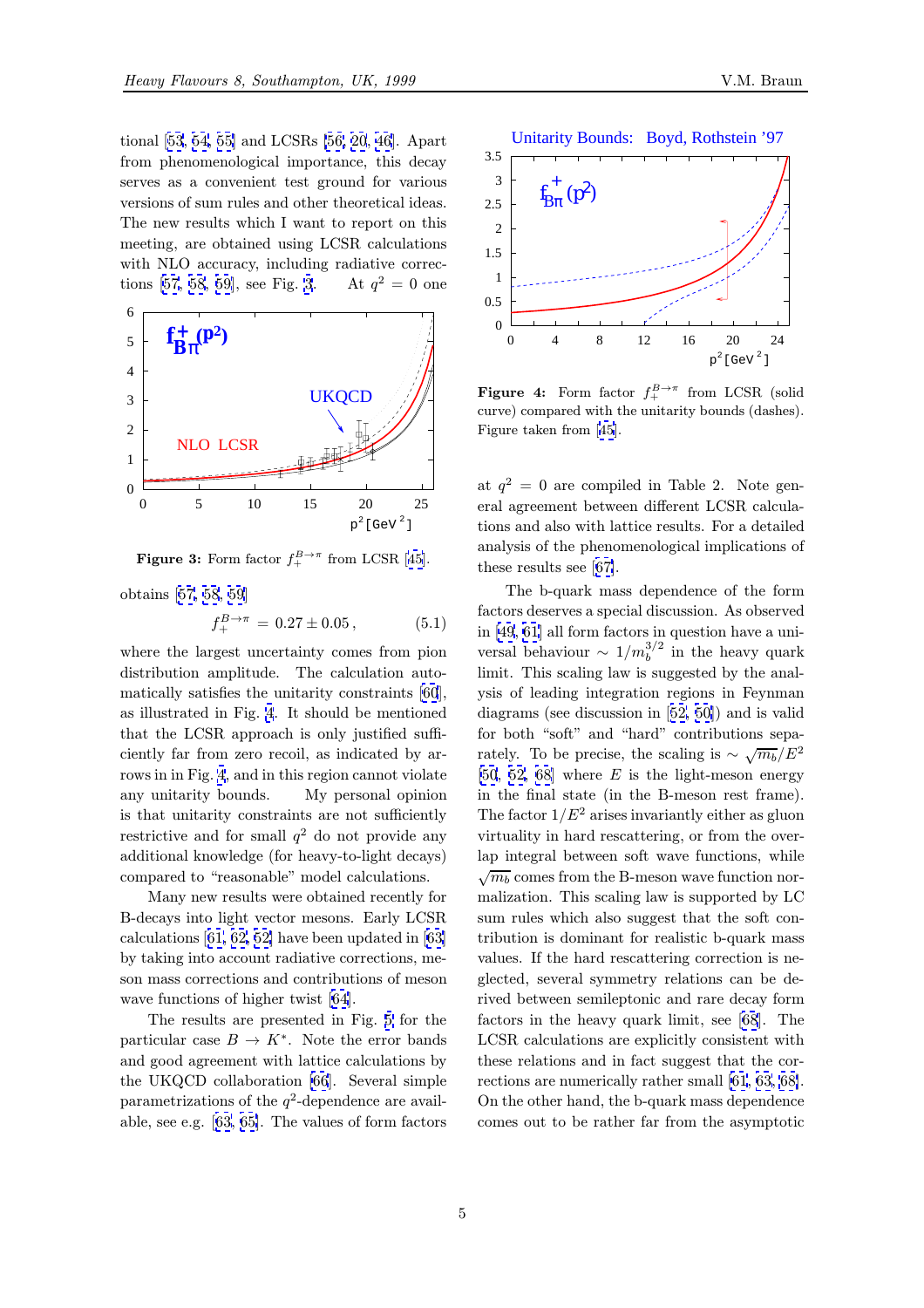tional [53, 54, 55] and LCSRs [56, 20, 46]. Apart from phenomenological importance, this decay serves as a convenient test ground for various versions of sum rules and other theoretical ideas. The new results which I want to report on this meeting, are obtained using LCSR calculations with NLO accuracy, including radiative corrections [57, 58, 59], see Fig. 3. At $q^2 = 0$ one obtains [57, 58, 59]

Figure 3: Form factor $f_+^{B\to\pi}$ from LCSR [45].

$$f_+^{B\to\pi} = 0.27 \pm 0.05\,, \tag{5.1}$$

where the largest uncertainty comes from pion distribution amplitude. The calculation automatically satisfies the unitarity constraints [60], as illustrated in Fig. 4. It should be mentioned that the LCSR approach is only justified sufficiently far from zero recoil, as indicated by arrows in in Fig. 4, and in this region cannot violate any unitarity bounds. My personal opinion is that unitarity constraints are not sufficiently restrictive and for small $q^2$ do not provide any additional knowledge (for heavy-to-light decays) compared to "reasonable" model calculations.

Many new results were obtained recently for B-decays into light vector mesons. Early LCSR calculations [61, 62, 52] have been updated in [63] by taking into account radiative corrections, meson mass corrections and contributions of meson wave functions of higher twist [64].

The results are presented in Fig. 5 for the particular case $B \to K^*$. Note the error bands and good agreement with lattice calculations by the UKQCD collaboration [66]. Several simple parametrizations of the $q^2$-dependence are available, see e.g. [63, 65]. The values of form factors at $q^2 = 0$ are compiled in Table 2. Note general agreement between different LCSR calculations and also with lattice results. For a detailed analysis of the phenomenological implications of these results see [67].

Figure 4: Form factor $f_+^{B\to\pi}$ from LCSR (solid curve) compared with the unitarity bounds (dashes). Figure taken from [45].

The b-quark mass dependence of the form factors deserves a special discussion. As observed in [49, 61] all form factors in question have a universal behaviour $\sim 1/m_b^{3/2}$ in the heavy quark limit. This scaling law is suggested by the analysis of leading integration regions in Feynman diagrams (see discussion in [52, 50]) and is valid for both "soft" and "hard" contributions separately. To be precise, the scaling is $\sim \sqrt{m_b}/E^2$ [50, 52, 68] where $E$ is the light-meson energy in the final state (in the B-meson rest frame). The factor $1/E^2$ arises invariantly either as gluon virtuality in hard rescattering, or from the overlap integral between soft wave functions, while $\sqrt{m_b}$ comes from the B-meson wave function normalization. This scaling law is supported by LC sum rules which also suggest that the soft contribution is dominant for realistic b-quark mass values. If the hard rescattering correction is neglected, several symmetry relations can be derived between semileptonic and rare decay form factors in the heavy quark limit, see [68]. The LCSR calculations are explicitly consistent with these relations and in fact suggest that the corrections are numerically rather small [61, 63, 68]. On the other hand, the b-quark mass dependence comes out to be rather far from the asymptotic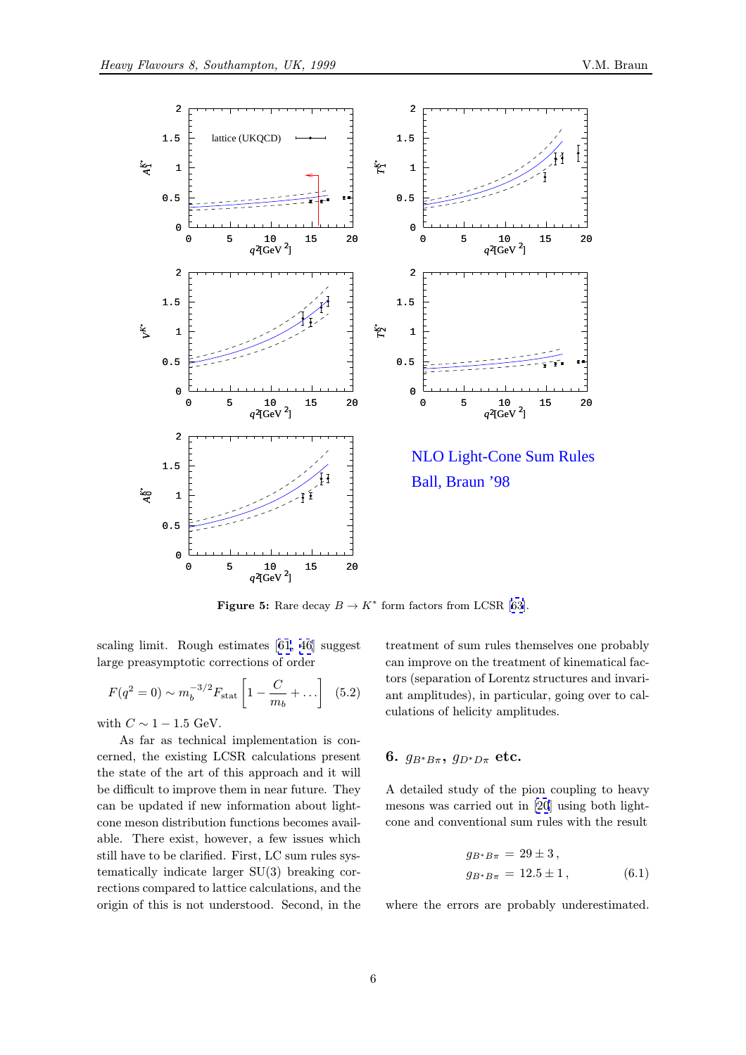**Figure 5:** Rare decay $B \to K^*$ form factors from LCSR [63].

scaling limit. Rough estimates [61, 46] suggest large preasymptotic corrections of order

$$F(q^2 = 0) \sim m_b^{-3/2} F_{\rm stat} \left[ 1 - \frac{C}{m_b} + \ldots \right] \qquad (5.2)$$

with $C \sim 1 - 1.5$ GeV.

As far as technical implementation is concerned, the existing LCSR calculations present the state of the art of this approach and it will be difficult to improve them in near future. They can be updated if new information about light-cone meson distribution functions becomes available. There exist, however, a few issues which still have to be clarified. First, LC sum rules systematically indicate larger SU(3) breaking corrections compared to lattice calculations, and the origin of this is not understood. Second, in the treatment of sum rules themselves one probably can improve on the treatment of kinematical factors (separation of Lorentz structures and invariant amplitudes), in particular, going over to calculations of helicity amplitudes.

## 6. $g_{B^*B\pi}$, $g_{D^*D\pi}$ etc.

A detailed study of the pion coupling to heavy mesons was carried out in [20] using both light-cone and conventional sum rules with the result

$$\begin{aligned} g_{B^*B\pi} &= 29 \pm 3\,, \\ g_{B^*B\pi} &= 12.5 \pm 1\,, \end{aligned} \qquad (6.1)$$

where the errors are probably underestimated.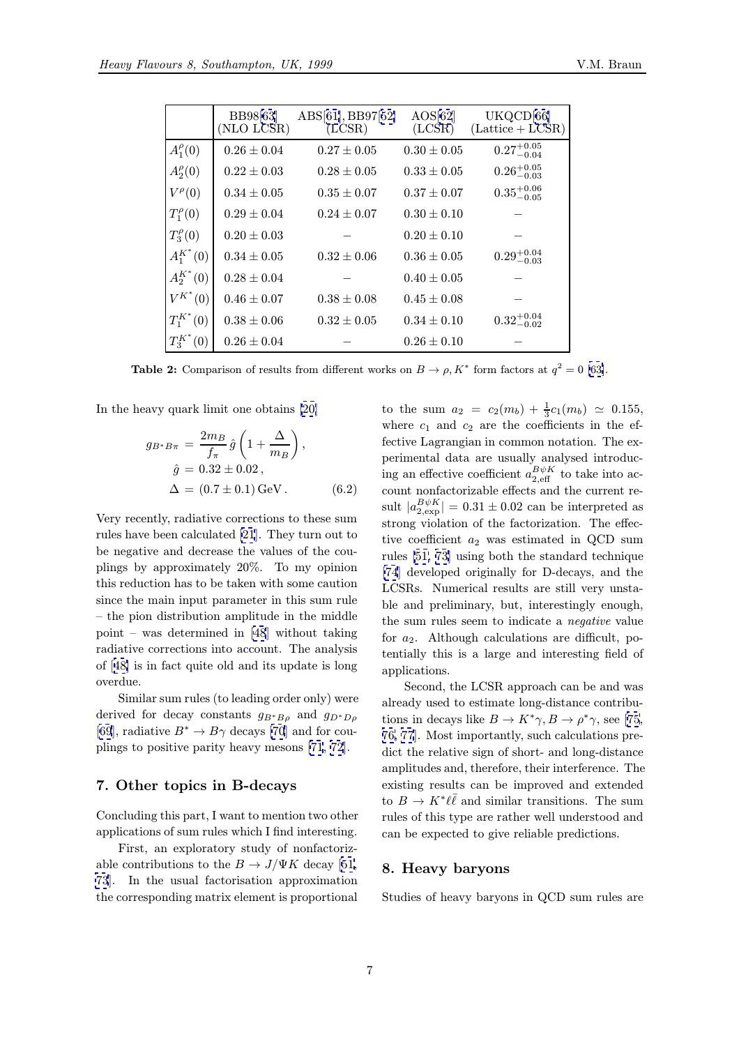| | BB98[63] (NLO LCSR) | ABS[61], BB97[52] (LCSR) | AOS[62] (LCSR) | UKQCD[66] (Lattice + LCSR) |
|---|---|---|---|---|
| $A_1^\rho(0)$ | $0.26 \pm 0.04$ | $0.27 \pm 0.05$ | $0.30 \pm 0.05$ | $0.27^{+0.05}_{-0.04}$ |
| $A_2^\rho(0)$ | $0.22 \pm 0.03$ | $0.28 \pm 0.05$ | $0.33 \pm 0.05$ | $0.26^{+0.05}_{-0.03}$ |
| $V^\rho(0)$ | $0.34 \pm 0.05$ | $0.35 \pm 0.07$ | $0.37 \pm 0.07$ | $0.35^{+0.06}_{-0.05}$ |
| $T_1^\rho(0)$ | $0.29 \pm 0.04$ | $0.24 \pm 0.07$ | $0.30 \pm 0.10$ | – |
| $T_3^\rho(0)$ | $0.20 \pm 0.03$ | – | $0.20 \pm 0.10$ | – |
| $A_1^{K^*}(0)$ | $0.34 \pm 0.05$ | $0.32 \pm 0.06$ | $0.36 \pm 0.05$ | $0.29^{+0.04}_{-0.03}$ |
| $A_2^{K^*}(0)$ | $0.28 \pm 0.04$ | – | $0.40 \pm 0.05$ | – |
| $V^{K^*}(0)$ | $0.46 \pm 0.07$ | $0.38 \pm 0.08$ | $0.45 \pm 0.08$ | – |
| $T_1^{K^*}(0)$ | $0.38 \pm 0.06$ | $0.32 \pm 0.05$ | $0.34 \pm 0.10$ | $0.32^{+0.04}_{-0.02}$ |
| $T_3^{K^*}(0)$ | $0.26 \pm 0.04$ | – | $0.26 \pm 0.10$ | – |

**Table 2:** Comparison of results from different works on $B \to \rho, K^*$ form factors at $q^2 = 0$ [63].

In the heavy quark limit one obtains [20]

$$
\begin{aligned}
g_{B^*B\pi} &= \frac{2m_B}{f_\pi}\,\hat{g}\left(1 + \frac{\Delta}{m_B}\right), \\
\hat{g} &= 0.32 \pm 0.02\,, \\
\Delta &= (0.7 \pm 0.1)\,\text{GeV}\,. \qquad (6.2)
\end{aligned}
$$

Very recently, radiative corrections to these sum rules have been calculated [21]. They turn out to be negative and decrease the values of the couplings by approximately 20%. To my opinion this reduction has to be taken with some caution since the main input parameter in this sum rule – the pion distribution amplitude in the middle point – was determined in [48] without taking radiative corrections into account. The analysis of [48] is in fact quite old and its update is long overdue.

Similar sum rules (to leading order only) were derived for decay constants $g_{B^*B\rho}$ and $g_{D^*D\rho}$ [69], radiative $B^* \to B\gamma$ decays [70] and for couplings to positive parity heavy mesons [71, 72].

## 7. Other topics in B-decays

Concluding this part, I want to mention two other applications of sum rules which I find interesting.

First, an exploratory study of nonfactorizable contributions to the $B \to J/\Psi K$ decay [61, 73]. In the usual factorisation approximation the corresponding matrix element is proportional to the sum $a_2 = c_2(m_b) + \frac{1}{3}c_1(m_b) \simeq 0.155$, where $c_1$ and $c_2$ are the coefficients in the effective Lagrangian in common notation. The experimental data are usually analysed introducing an effective coefficient $a_{2,\text{eff}}^{B\psi K}$ to take into account nonfactorizable effects and the current result $|a_{2,\text{exp}}^{B\psi K}| = 0.31 \pm 0.02$ can be interpreted as strong violation of the factorization. The effective coefficient $a_2$ was estimated in QCD sum rules [51, 73] using both the standard technique [74] developed originally for D-decays, and the LCSRs. Numerical results are still very unstable and preliminary, but, interestingly enough, the sum rules seem to indicate a *negative* value for $a_2$. Although calculations are difficult, potentially this is a large and interesting field of applications.

Second, the LCSR approach can be and was already used to estimate long-distance contributions in decays like $B \to K^*\gamma, B \to \rho^*\gamma$, see [75, 76, 77]. Most importantly, such calculations predict the relative sign of short- and long-distance amplitudes and, therefore, their interference. The existing results can be improved and extended to $B \to K^*\ell\bar{\ell}$ and similar transitions. The sum rules of this type are rather well understood and can be expected to give reliable predictions.

## 8. Heavy baryons

Studies of heavy baryons in QCD sum rules are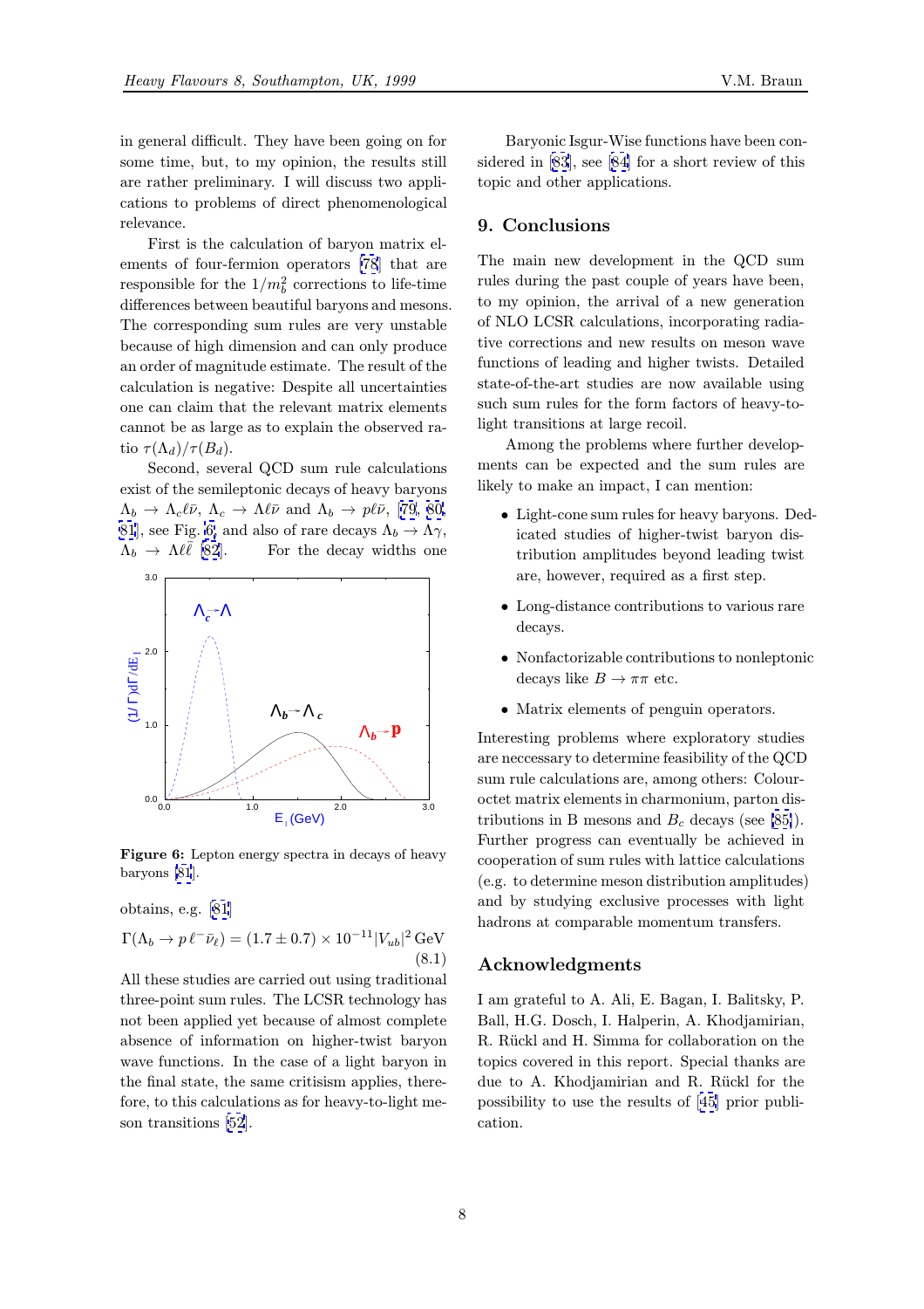in general difficult. They have been going on for some time, but, to my opinion, the results still are rather preliminary. I will discuss two applications to problems of direct phenomenological relevance.

First is the calculation of baryon matrix elements of four-fermion operators [78] that are responsible for the $1/m_b^2$ corrections to life-time differences between beautiful baryons and mesons. The corresponding sum rules are very unstable because of high dimension and can only produce an order of magnitude estimate. The result of the calculation is negative: Despite all uncertainties one can claim that the relevant matrix elements cannot be as large as to explain the observed ratio $\tau(\Lambda_d)/\tau(B_d)$.

Second, several QCD sum rule calculations exist of the semileptonic decays of heavy baryons $\Lambda_b \to \Lambda_c \ell \bar\nu$, $\Lambda_c \to \Lambda \ell \bar\nu$ and $\Lambda_b \to p \ell \bar\nu$, [79, 80, 81], see Fig. 6, and also of rare decays $\Lambda_b \to \Lambda\gamma$, $\Lambda_b \to \Lambda \ell \bar\ell$ [82]. For the decay widths one obtains, e.g. [81]

$$\Gamma(\Lambda_b \to p\, \ell^- \bar\nu_\ell) = (1.7 \pm 0.7) \times 10^{-11} |V_{ub}|^2\,\text{GeV} \tag{8.1}$$

**Figure 6:** Lepton energy spectra in decays of heavy baryons [81].

All these studies are carried out using traditional three-point sum rules. The LCSR technology has not been applied yet because of almost complete absence of information on higher-twist baryon wave functions. In the case of a light baryon in the final state, the same critisism applies, therefore, to this calculations as for heavy-to-light meson transitions [52].

Baryonic Isgur-Wise functions have been considered in [83], see [84] for a short review of this topic and other applications.

## 9. Conclusions

The main new development in the QCD sum rules during the past couple of years have been, to my opinion, the arrival of a new generation of NLO LCSR calculations, incorporating radiative corrections and new results on meson wave functions of leading and higher twists. Detailed state-of-the-art studies are now available using such sum rules for the form factors of heavy-to-light transitions at large recoil.

Among the problems where further developments can be expected and the sum rules are likely to make an impact, I can mention:

- Light-cone sum rules for heavy baryons. Dedicated studies of higher-twist baryon distribution amplitudes beyond leading twist are, however, required as a first step.
- Long-distance contributions to various rare decays.
- Nonfactorizable contributions to nonleptonic decays like $B \to \pi\pi$ etc.
- Matrix elements of penguin operators.

Interesting problems where exploratory studies are neccessary to determine feasibility of the QCD sum rule calculations are, among others: Colour-octet matrix elements in charmonium, parton distributions in B mesons and $B_c$ decays (see [85]). Further progress can eventually be achieved in cooperation of sum rules with lattice calculations (e.g. to determine meson distribution amplitudes) and by studying exclusive processes with light hadrons at comparable momentum transfers.

## Acknowledgments

I am grateful to A. Ali, E. Bagan, I. Balitsky, P. Ball, H.G. Dosch, I. Halperin, A. Khodjamirian, R. Rückl and H. Simma for collaboration on the topics covered in this report. Special thanks are due to A. Khodjamirian and R. Rückl for the possibility to use the results of [45] prior publication.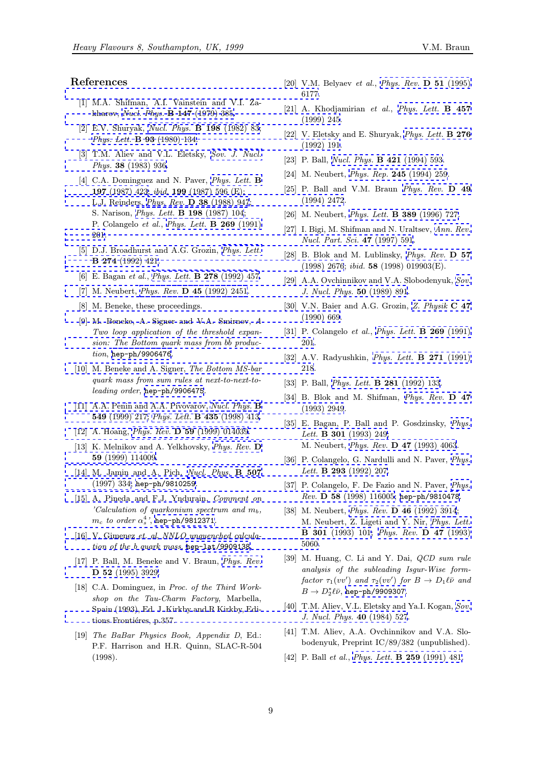## References

[1] M.A. Shifman, A.I. Vainstein and V.I. Zakharov, *Nucl. Phys.* **B 147** (1979) 385.

[2] E.V. Shuryak, *Nucl. Phys.* **B 198** (1982) 83; *Phys. Lett.* **B 93** (1980) 134.

[3] T.M. Aliev and V.L. Eletsky, *Sov. J. Nucl. Phys.* **38** (1983) 936.

[4] C.A. Dominguez and N. Paver, *Phys. Lett.* **B 197** (1987) 423; *ibid.* **199** (1987) 596 (E); L.J. Reinders, *Phys. Rev.* **D 38** (1988) 947; S. Narison, *Phys. Lett.* **B 198** (1987) 104; P. Colangelo *et al.*, *Phys. Lett.* **B 269** (1991) 201.

[5] D.J. Broadhurst and A.G. Grozin, *Phys. Lett.* **B 274** (1992) 421.

[6] E. Bagan *et al.*, *Phys. Lett.* **B 278** (1992) 457.

[7] M. Neubert, *Phys. Rev.* **D 45** (1992) 2451.

[8] M. Beneke, these proceedings.

[9] M. Beneke, A. Signer and V.A. Smirnov, *A Two loop application of the threshold expansion: The Bottom quark mass from $b\bar{b}$ production*, hep-ph/9906476.

[10] M. Beneke and A. Signer, *The Bottom MS-bar quark mass from sum rules at next-to-next-to-leading order*, hep-ph/9906475.

[11] A.A. Penin and A.A. Pivovarov, *Nucl. Phys.* **B 549** (1999) 217; *Phys. Lett.* **B 435** (1998) 413.

[12] A. Hoang, *Phys. Rev.* **D 59** (1999) 014039.

[13] K. Melnikov and A. Yelkhovsky, *Phys. Rev.* **D 59** (1999) 114009.

[14] M. Jamin and A. Pich, *Nucl. Phys.* **B 507** (1997) 334; hep-ph/9810259.

[15] A. Pineda and F.J. Yndurain, *Comment on 'Calculation of quarkonium spectrum and $m_b$, $m_c$ to order $\alpha_s^4$'*, hep-ph/9812371.

[16] V. Gimenez *et al.* *NNLO unquenched calculation of the b quark mass*, hep-lat/9909138.

[17] P. Ball, M. Beneke and V. Braun, *Phys. Rev.* **D 52** (1995) 3929.

[18] C.A. Dominguez, in *Proc. of the Third Workshop on the Tau-Charm Factory*, Marbella, Spain (1993), Ed. J. Kirkby and R Kirkby, Editions Frontiéres, p.357.

[19] *The BaBar Physics Book, Appendix D*, Ed.: P.F. Harrison and H.R. Quinn, SLAC-R-504 (1998).

[20] V.M. Belyaev *et al.*, *Phys. Rev.* **D 51** (1995) 6177.

[21] A. Khodjamirian *et al.*, *Phys. Lett.* **B 457** (1999) 245.

[22] V. Eletsky and E. Shuryak, *Phys. Lett.* **B 276** (1992) 191.

[23] P. Ball, *Nucl. Phys.* **B 421** (1994) 593.

[24] M. Neubert, *Phys. Rep.* **245** (1994) 259.

[25] P. Ball and V.M. Braun *Phys. Rev.* **D 49** (1994) 2472.

[26] M. Neubert, *Phys. Lett.* **B 389** (1996) 727.

[27] I. Bigi, M. Shifman and N. Uraltsev, *Ann. Rev. Nucl. Part. Sci.* **47** (1997) 591.

[28] B. Blok and M. Lublinsky, *Phys. Rev.* **D 57** (1998) 2676; *ibid.* **58** (1998) 019903(E).

[29] A.A. Ovchinnikov and V.A. Slobodenyuk, *Sov. J. Nucl. Phys.* **50** (1989) 891.

[30] V.N. Baier and A.G. Grozin, *Z. Physik* **C 47** (1990) 669.

[31] P. Colangelo *et al.*, *Phys. Lett.* **B 269** (1991) 201.

[32] A.V. Radyushkin, *Phys. Lett.* **B 271** (1991) 218.

[33] P. Ball, *Phys. Lett.* **B 281** (1992) 133.

[34] B. Blok and M. Shifman, *Phys. Rev.* **D 47** (1993) 2949.

[35] E. Bagan, P. Ball and P. Gosdzinsky, *Phys. Lett.* **B 301** (1993) 249; M. Neubert, *Phys. Rev.* **D 47** (1993) 4063.

[36] P. Colangelo, G. Nardulli and N. Paver, *Phys. Lett.* **B 293** (1992) 207.

[37] P. Colangelo, F. De Fazio and N. Paver, *Phys. Rev.* **D 58** (1998) 116005; hep-ph/9810478.

[38] M. Neubert, *Phys. Rev.* **D 46** (1992) 3914; M. Neubert, Z. Ligeti and Y. Nir, *Phys. Lett.* **B 301** (1993) 101; *Phys. Rev.* **D 47** (1993) 5060.

[39] M. Huang, C. Li and Y. Dai, *QCD sum rule analysis of the subleading Isgur-Wise form-factor $\tau_1(vv')$ and $\tau_2(vv')$ for $B \to D_1\ell\bar{\nu}$ and $B \to D_2^*\ell\bar{\nu}$*, hep-ph/9909307.

[40] T.M. Aliev, V.L. Eletsky and Ya.I. Kogan, *Sov. J. Nucl. Phys.* **40** (1984) 527.

[41] T.M. Aliev, A.A. Ovchinnikov and V.A. Slobodenyuk, Preprint IC/89/382 (unpublished).

[42] P. Ball *et al.*, *Phys. Lett.* **B 259** (1991) 481.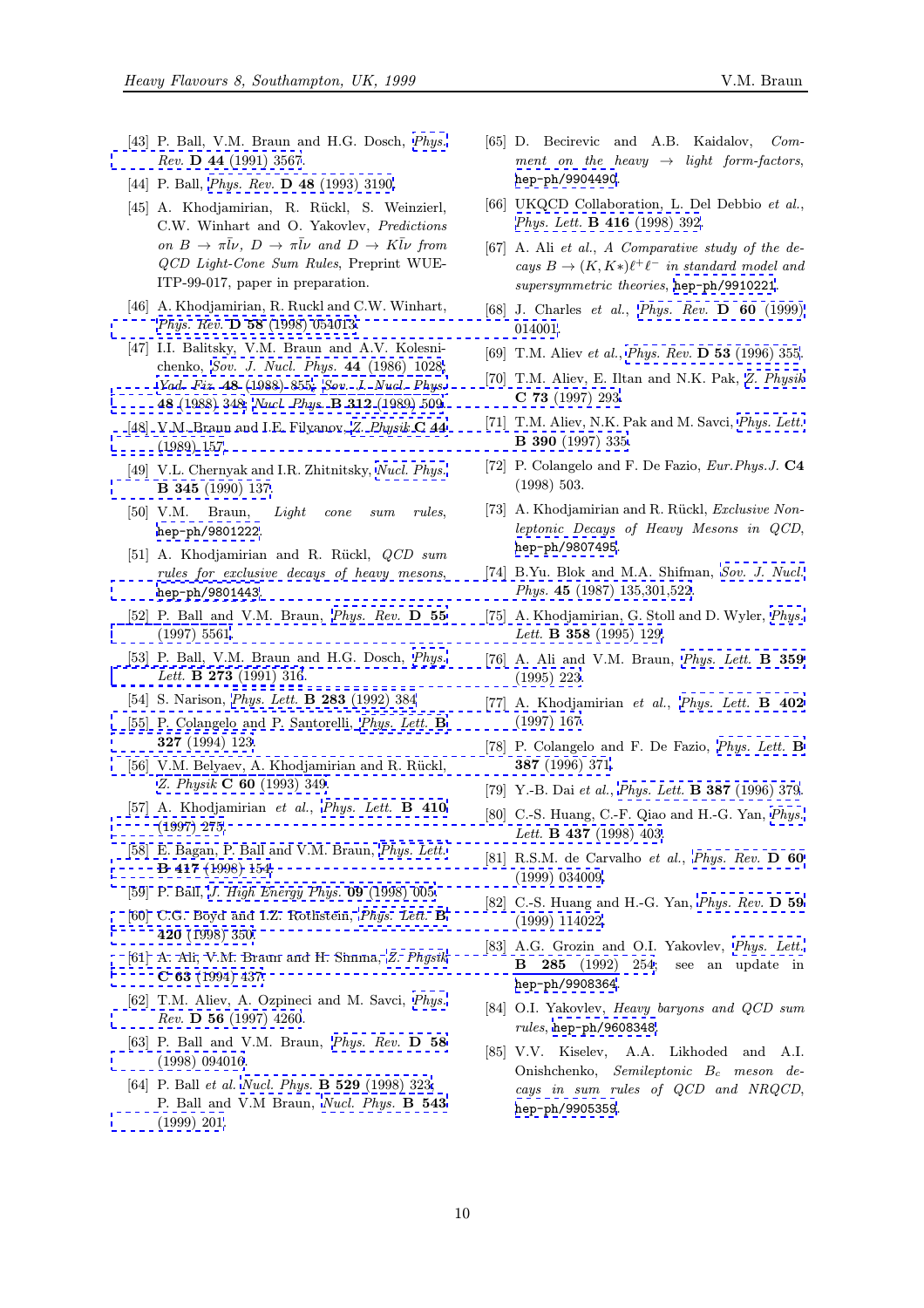[43] P. Ball, V.M. Braun and H.G. Dosch, *Phys. Rev.* **D 44** (1991) 3567.

[44] P. Ball, *Phys. Rev.* **D 48** (1993) 3190.

[45] A. Khodjamirian, R. Rückl, S. Weinzierl, C.W. Winhart and O. Yakovlev, *Predictions on $B \to \pi \bar{l} \nu$, $D \to \pi \bar{l} \nu$ and $D \to K \bar{l} \nu$ from QCD Light-Cone Sum Rules*, Preprint WUE-ITP-99-017, paper in preparation.

[46] A. Khodjamirian, R. Ruckl and C.W. Winhart, *Phys. Rev.* **D 58** (1998) 054013.

[47] I.I. Balitsky, V.M. Braun and A.V. Kolesnichenko, *Sov. J. Nucl. Phys.* **44** (1986) 1028; *Yad. Fiz.* **48** (1988) 855; *Sov. J. Nucl. Phys.* **48** (1988) 348; *Nucl. Phys.* **B 312** (1989) 509.

[48] V.M. Braun and I.E. Filyanov, *Z. Physik* **C 44** (1989) 157.

[49] V.L. Chernyak and I.R. Zhitnitsky, *Nucl. Phys.* **B 345** (1990) 137.

[50] V.M. Braun, *Light cone sum rules*, hep-ph/9801222.

[51] A. Khodjamirian and R. Rückl, *QCD sum rules for exclusive decays of heavy mesons*, hep-ph/9801443.

[52] P. Ball and V.M. Braun, *Phys. Rev.* **D 55** (1997) 5561.

[53] P. Ball, V.M. Braun and H.G. Dosch, *Phys. Lett.* **B 273** (1991) 316.

[54] S. Narison, *Phys. Lett.* **B 283** (1992) 384.

[55] P. Colangelo and P. Santorelli, *Phys. Lett.* **B 327** (1994) 123.

[56] V.M. Belyaev, A. Khodjamirian and R. Rückl, *Z. Physik* **C 60** (1993) 349.

[57] A. Khodjamirian *et al.*, *Phys. Lett.* **B 410** (1997) 275.

[58] E. Bagan, P. Ball and V.M. Braun, *Phys. Lett.* **B 417** (1998) 154.

[59] P. Ball, *J. High Energy Phys.* **09** (1998) 005.

[60] C.G. Boyd and I.Z. Rothstein, *Phys. Lett.* **B 420** (1998) 350.

[61] A. Ali, V.M. Braun and H. Simma, *Z. Physik* **C 63** (1994) 437.

[62] T.M. Aliev, A. Ozpineci and M. Savci, *Phys. Rev.* **D 56** (1997) 4260.

[63] P. Ball and V.M. Braun, *Phys. Rev.* **D 58** (1998) 094016.

[64] P. Ball *et al.* *Nucl. Phys.* **B 529** (1998) 323; P. Ball and V.M Braun, *Nucl. Phys.* **B 543** (1999) 201.

[65] D. Becirevic and A.B. Kaidalov, *Comment on the heavy $\to$ light form-factors*, hep-ph/9904490.

[66] UKQCD Collaboration, L. Del Debbio *et al.*, *Phys. Lett.* **B 416** (1998) 392.

[67] A. Ali *et al.*, *A Comparative study of the decays $B \to (K, K*)\ell^+\ell^-$ in standard model and supersymmetric theories*, hep-ph/9910221.

[68] J. Charles *et al.*, *Phys. Rev.* **D 60** (1999) 014001.

[69] T.M. Aliev *et al.*, *Phys. Rev.* **D 53** (1996) 355.

[70] T.M. Aliev, E. Iltan and N.K. Pak, *Z. Physik* **C 73** (1997) 293.

[71] T.M. Aliev, N.K. Pak and M. Savci, *Phys. Lett.* **B 390** (1997) 335.

[72] P. Colangelo and F. De Fazio, *Eur.Phys.J.* **C4** (1998) 503.

[73] A. Khodjamirian and R. Rückl, *Exclusive Nonleptonic Decays of Heavy Mesons in QCD*, hep-ph/9807495.

[74] B.Yu. Blok and M.A. Shifman, *Sov. J. Nucl. Phys.* **45** (1987) 135,301,522.

[75] A. Khodjamirian, G. Stoll and D. Wyler, *Phys. Lett.* **B 358** (1995) 129.

[76] A. Ali and V.M. Braun, *Phys. Lett.* **B 359** (1995) 223.

[77] A. Khodjamirian *et al.*, *Phys. Lett.* **B 402** (1997) 167.

[78] P. Colangelo and F. De Fazio, *Phys. Lett.* **B 387** (1996) 371.

[79] Y.-B. Dai *et al.*, *Phys. Lett.* **B 387** (1996) 379.

[80] C.-S. Huang, C.-F. Qiao and H.-G. Yan, *Phys. Lett.* **B 437** (1998) 403.

[81] R.S.M. de Carvalho *et al.*, *Phys. Rev.* **D 60** (1999) 034009.

[82] C.-S. Huang and H.-G. Yan, *Phys. Rev.* **D 59** (1999) 114022.

[83] A.G. Grozin and O.I. Yakovlev, *Phys. Lett.* **B 285** (1992) 254; see an update in hep-ph/9908364.

[84] O.I. Yakovlev, *Heavy baryons and QCD sum rules*, hep-ph/9608348.

[85] V.V. Kiselev, A.A. Likhoded and A.I. Onishchenko, *Semileptonic $B_c$ meson decays in sum rules of QCD and NRQCD*, hep-ph/9905359.